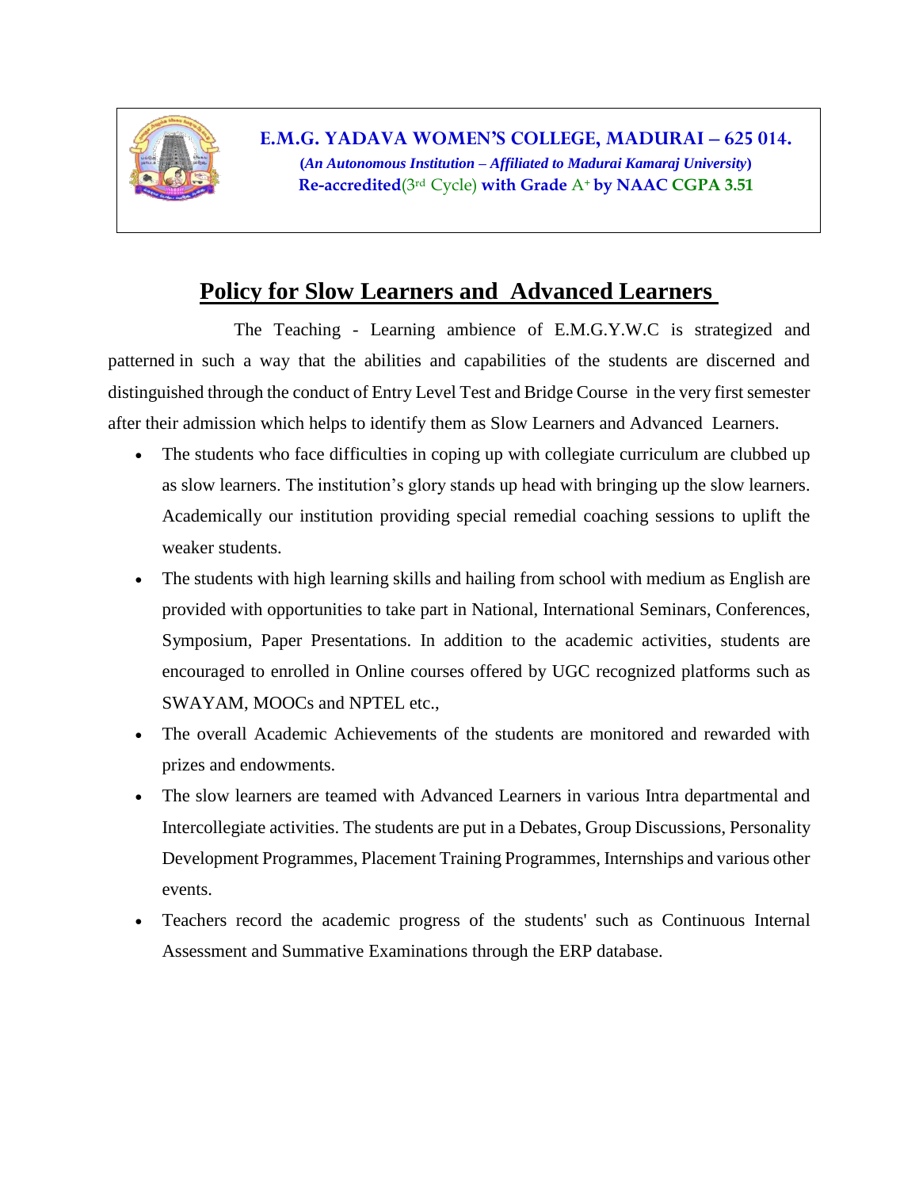**E.M.G. YADAVA WOMEN'S COLLEGE, MADURAI – 625 014.**

**(*An Autonomous Institution – Affiliated to Madurai Kamaraj University*)**

**Re-accredited**(3rd Cycle) **with Grade** A+ **by NAAC CGPA 3.51**

# Policy for Slow Learners and Advanced Learners

The Teaching - Learning ambience of E.M.G.Y.W.C is strategized and patterned in such a way that the abilities and capabilities of the students are discerned and distinguished through the conduct of Entry Level Test and Bridge Course in the very first semester after their admission which helps to identify them as Slow Learners and Advanced Learners.

- The students who face difficulties in coping up with collegiate curriculum are clubbed up as slow learners. The institution's glory stands up head with bringing up the slow learners. Academically our institution providing special remedial coaching sessions to uplift the weaker students.
- The students with high learning skills and hailing from school with medium as English are provided with opportunities to take part in National, International Seminars, Conferences, Symposium, Paper Presentations. In addition to the academic activities, students are encouraged to enrolled in Online courses offered by UGC recognized platforms such as SWAYAM, MOOCs and NPTEL etc.,
- The overall Academic Achievements of the students are monitored and rewarded with prizes and endowments.
- The slow learners are teamed with Advanced Learners in various Intra departmental and Intercollegiate activities. The students are put in a Debates, Group Discussions, Personality Development Programmes, Placement Training Programmes, Internships and various other events.
- Teachers record the academic progress of the students' such as Continuous Internal Assessment and Summative Examinations through the ERP database.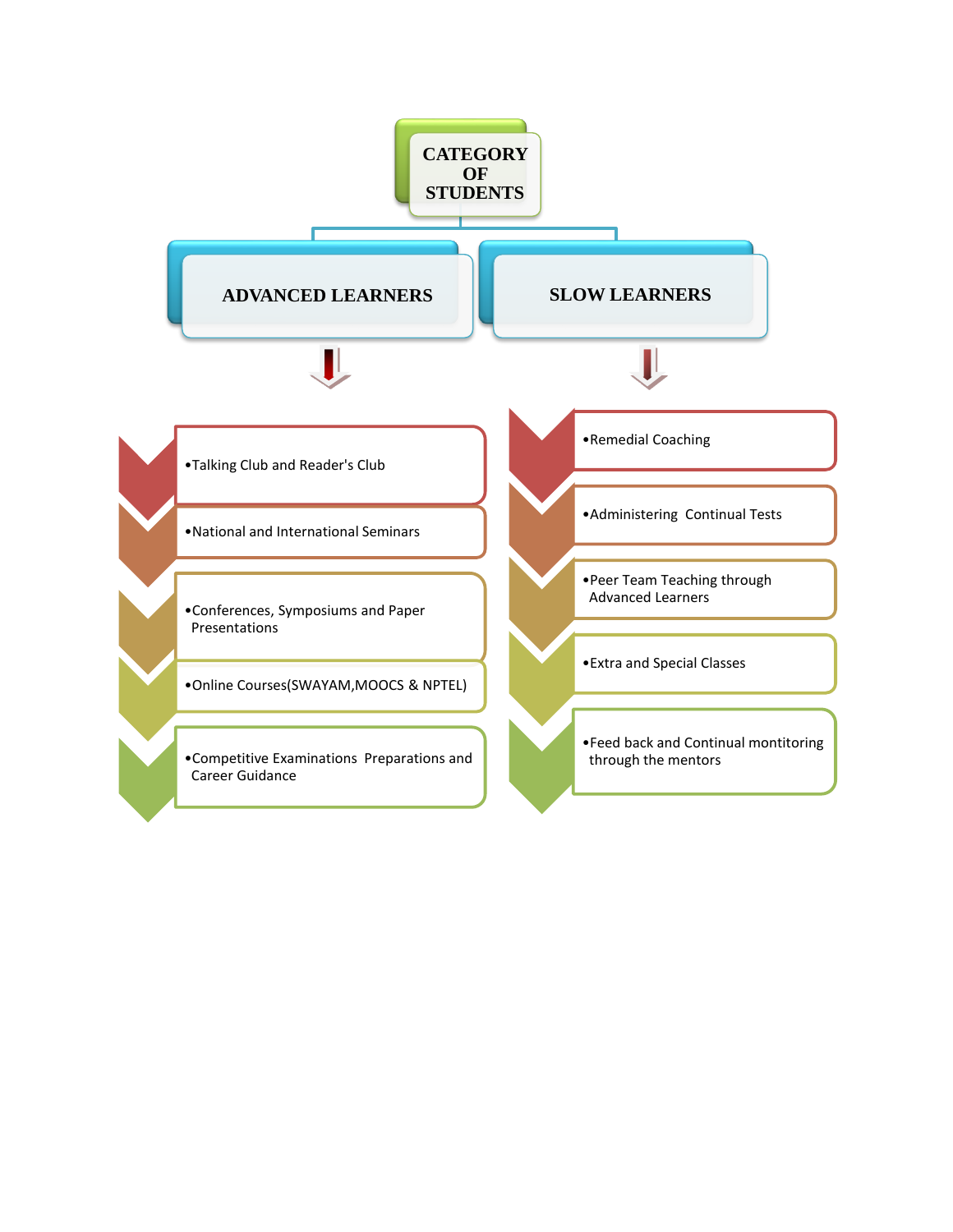# CATEGORY OF STUDENTS

## ADVANCED LEARNERS

- Talking Club and Reader's Club
- National and International Seminars
- Conferences, Symposiums and Paper Presentations
- Online Courses(SWAYAM,MOOCS & NPTEL)
- Competitive Examinations Preparations and Career Guidance

## SLOW LEARNERS

- Remedial Coaching
- Administering Continual Tests
- Peer Team Teaching through Advanced Learners
- Extra and Special Classes
- Feed back and Continual montitoring through the mentors